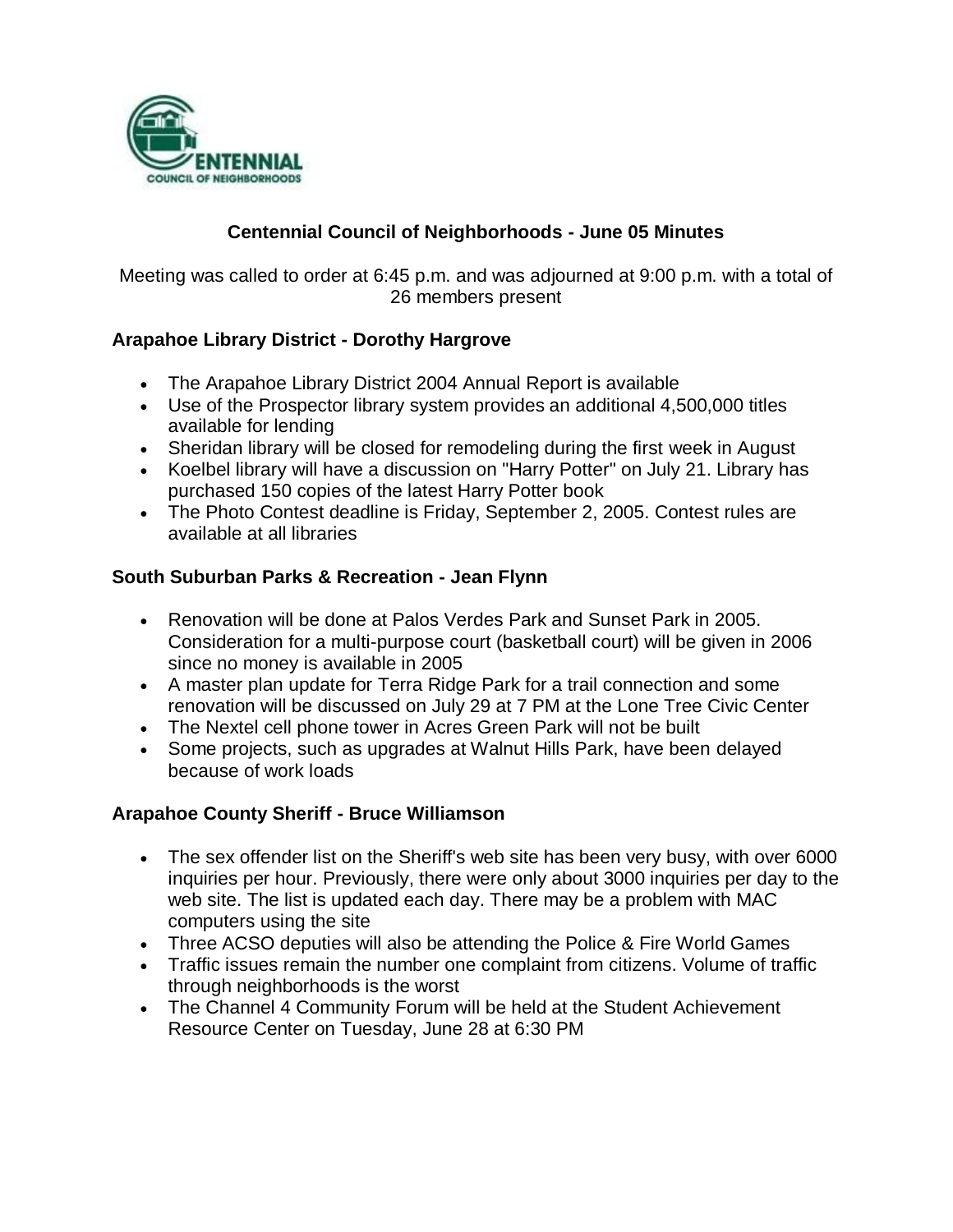# Centennial Council of Neighborhoods - June 05 Minutes

Meeting was called to order at 6:45 p.m. and was adjourned at 9:00 p.m. with a total of 26 members present

## Arapahoe Library District - Dorothy Hargrove

- The Arapahoe Library District 2004 Annual Report is available
- Use of the Prospector library system provides an additional 4,500,000 titles available for lending
- Sheridan library will be closed for remodeling during the first week in August
- Koelbel library will have a discussion on "Harry Potter" on July 21. Library has purchased 150 copies of the latest Harry Potter book
- The Photo Contest deadline is Friday, September 2, 2005. Contest rules are available at all libraries

## South Suburban Parks & Recreation - Jean Flynn

- Renovation will be done at Palos Verdes Park and Sunset Park in 2005. Consideration for a multi-purpose court (basketball court) will be given in 2006 since no money is available in 2005
- A master plan update for Terra Ridge Park for a trail connection and some renovation will be discussed on July 29 at 7 PM at the Lone Tree Civic Center
- The Nextel cell phone tower in Acres Green Park will not be built
- Some projects, such as upgrades at Walnut Hills Park, have been delayed because of work loads

## Arapahoe County Sheriff - Bruce Williamson

- The sex offender list on the Sheriff's web site has been very busy, with over 6000 inquiries per hour. Previously, there were only about 3000 inquiries per day to the web site. The list is updated each day. There may be a problem with MAC computers using the site
- Three ACSO deputies will also be attending the Police & Fire World Games
- Traffic issues remain the number one complaint from citizens. Volume of traffic through neighborhoods is the worst
- The Channel 4 Community Forum will be held at the Student Achievement Resource Center on Tuesday, June 28 at 6:30 PM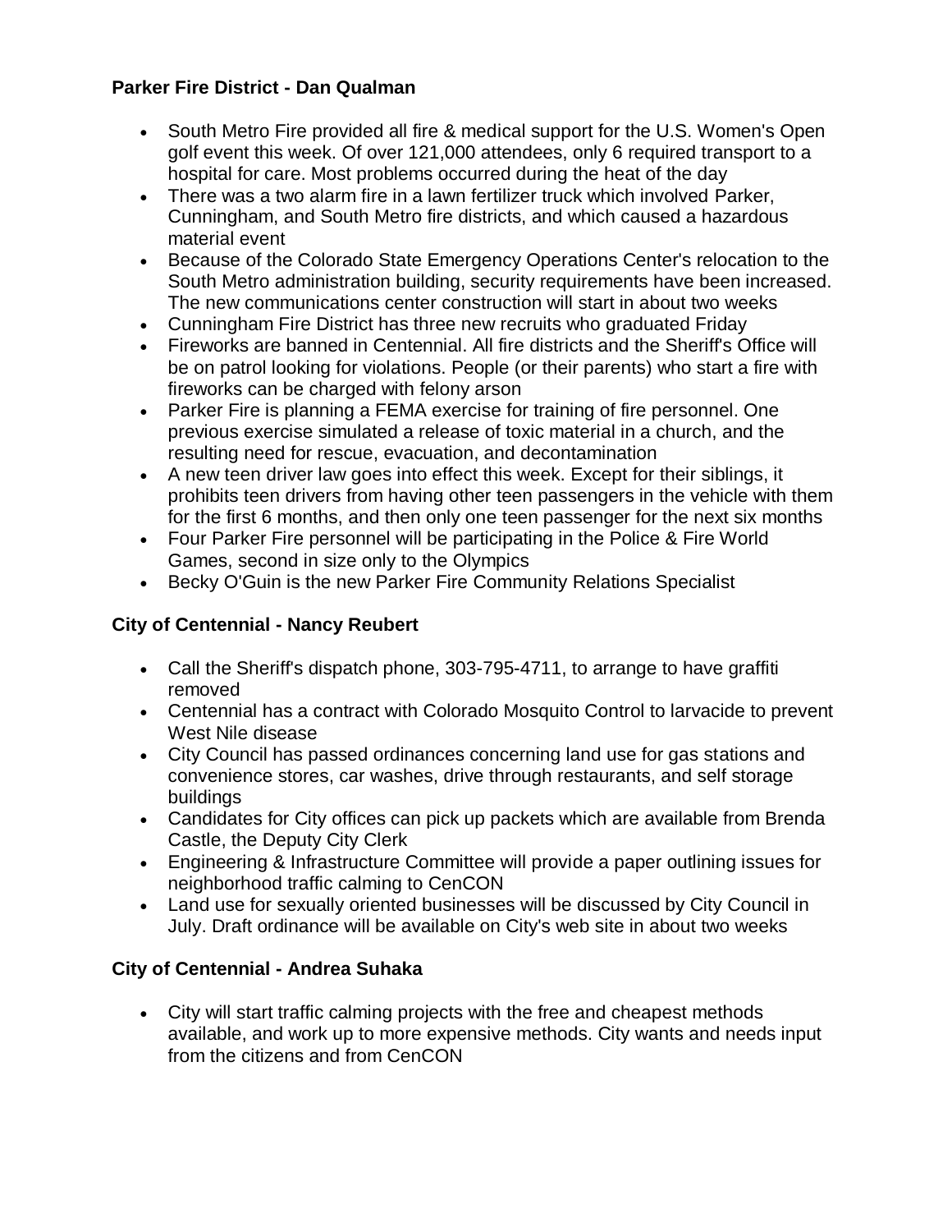**Parker Fire District - Dan Qualman**

- South Metro Fire provided all fire & medical support for the U.S. Women's Open golf event this week. Of over 121,000 attendees, only 6 required transport to a hospital for care. Most problems occurred during the heat of the day
- There was a two alarm fire in a lawn fertilizer truck which involved Parker, Cunningham, and South Metro fire districts, and which caused a hazardous material event
- Because of the Colorado State Emergency Operations Center's relocation to the South Metro administration building, security requirements have been increased. The new communications center construction will start in about two weeks
- Cunningham Fire District has three new recruits who graduated Friday
- Fireworks are banned in Centennial. All fire districts and the Sheriff's Office will be on patrol looking for violations. People (or their parents) who start a fire with fireworks can be charged with felony arson
- Parker Fire is planning a FEMA exercise for training of fire personnel. One previous exercise simulated a release of toxic material in a church, and the resulting need for rescue, evacuation, and decontamination
- A new teen driver law goes into effect this week. Except for their siblings, it prohibits teen drivers from having other teen passengers in the vehicle with them for the first 6 months, and then only one teen passenger for the next six months
- Four Parker Fire personnel will be participating in the Police & Fire World Games, second in size only to the Olympics
- Becky O'Guin is the new Parker Fire Community Relations Specialist

**City of Centennial - Nancy Reubert**

- Call the Sheriff's dispatch phone, 303-795-4711, to arrange to have graffiti removed
- Centennial has a contract with Colorado Mosquito Control to larvacide to prevent West Nile disease
- City Council has passed ordinances concerning land use for gas stations and convenience stores, car washes, drive through restaurants, and self storage buildings
- Candidates for City offices can pick up packets which are available from Brenda Castle, the Deputy City Clerk
- Engineering & Infrastructure Committee will provide a paper outlining issues for neighborhood traffic calming to CenCON
- Land use for sexually oriented businesses will be discussed by City Council in July. Draft ordinance will be available on City's web site in about two weeks

**City of Centennial - Andrea Suhaka**

- City will start traffic calming projects with the free and cheapest methods available, and work up to more expensive methods. City wants and needs input from the citizens and from CenCON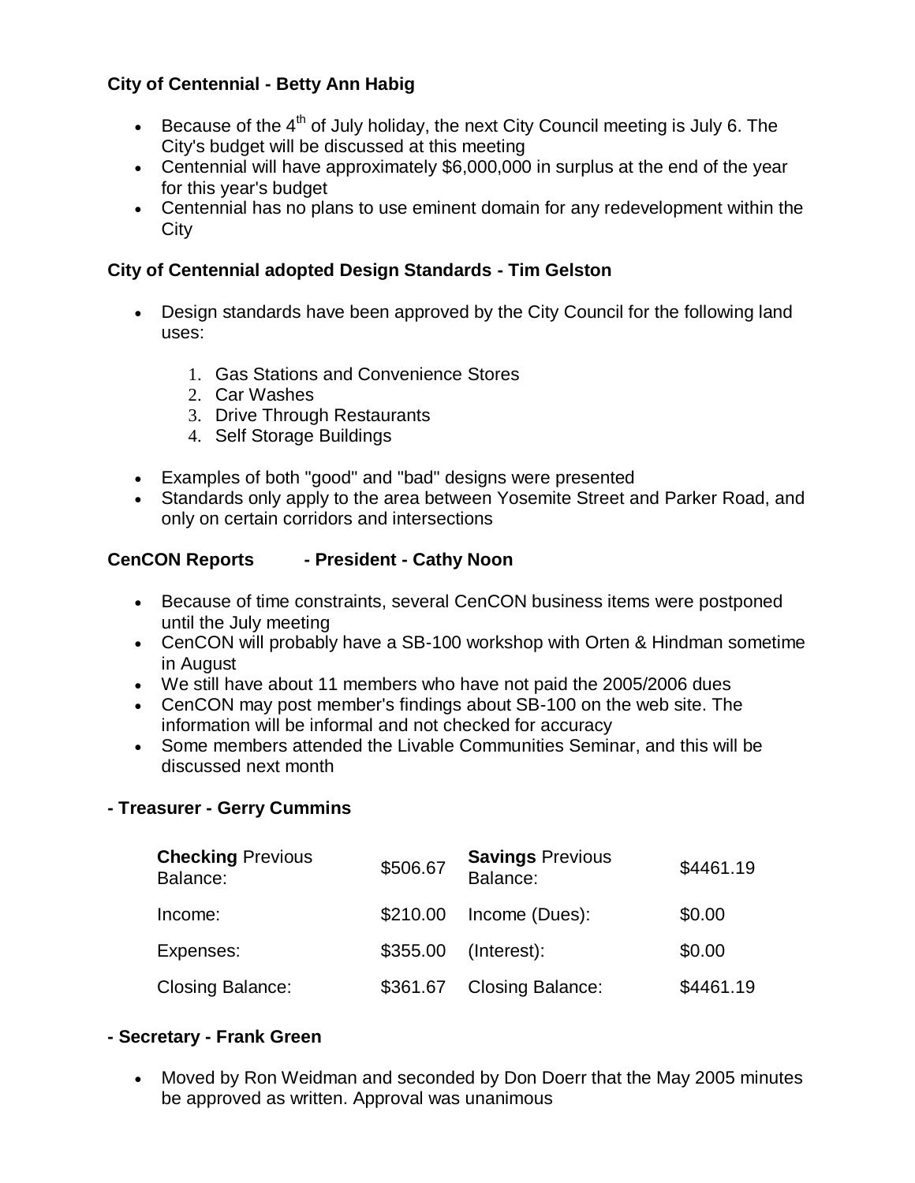**City of Centennial - Betty Ann Habig**

- Because of the 4th of July holiday, the next City Council meeting is July 6. The City's budget will be discussed at this meeting
- Centennial will have approximately $6,000,000 in surplus at the end of the year for this year's budget
- Centennial has no plans to use eminent domain for any redevelopment within the City

**City of Centennial adopted Design Standards - Tim Gelston**

- Design standards have been approved by the City Council for the following land uses:
    1. Gas Stations and Convenience Stores
    2. Car Washes
    3. Drive Through Restaurants
    4. Self Storage Buildings
- Examples of both "good" and "bad" designs were presented
- Standards only apply to the area between Yosemite Street and Parker Road, and only on certain corridors and intersections

**CenCON Reports - President - Cathy Noon**

- Because of time constraints, several CenCON business items were postponed until the July meeting
- CenCON will probably have a SB-100 workshop with Orten & Hindman sometime in August
- We still have about 11 members who have not paid the 2005/2006 dues
- CenCON may post member's findings about SB-100 on the web site. The information will be informal and not checked for accuracy
- Some members attended the Livable Communities Seminar, and this will be discussed next month

**- Treasurer - Gerry Cummins**

| **Checking** Previous Balance: | $506.67 | **Savings** Previous Balance: | $4461.19 |
|---|---|---|---|
| Income: | $210.00 | Income (Dues): | $0.00 |
| Expenses: | $355.00 | (Interest): | $0.00 |
| Closing Balance: | $361.67 | Closing Balance: | $4461.19 |

**- Secretary - Frank Green**

- Moved by Ron Weidman and seconded by Don Doerr that the May 2005 minutes be approved as written. Approval was unanimous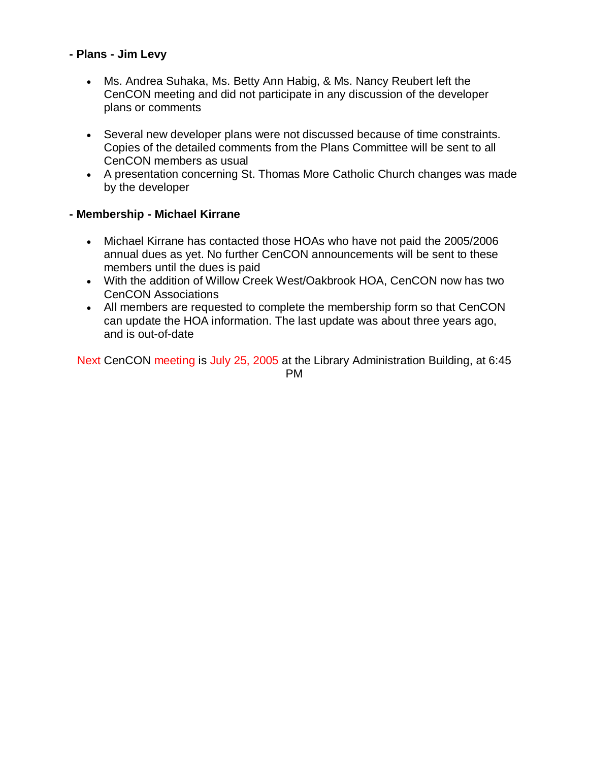**- Plans - Jim Levy**

- Ms. Andrea Suhaka, Ms. Betty Ann Habig, & Ms. Nancy Reubert left the CenCON meeting and did not participate in any discussion of the developer plans or comments

- Several new developer plans were not discussed because of time constraints. Copies of the detailed comments from the Plans Committee will be sent to all CenCON members as usual
- A presentation concerning St. Thomas More Catholic Church changes was made by the developer

**- Membership - Michael Kirrane**

- Michael Kirrane has contacted those HOAs who have not paid the 2005/2006 annual dues as yet. No further CenCON announcements will be sent to these members until the dues is paid
- With the addition of Willow Creek West/Oakbrook HOA, CenCON now has two CenCON Associations
- All members are requested to complete the membership form so that CenCON can update the HOA information. The last update was about three years ago, and is out-of-date

Next CenCON meeting is July 25, 2005 at the Library Administration Building, at 6:45 PM